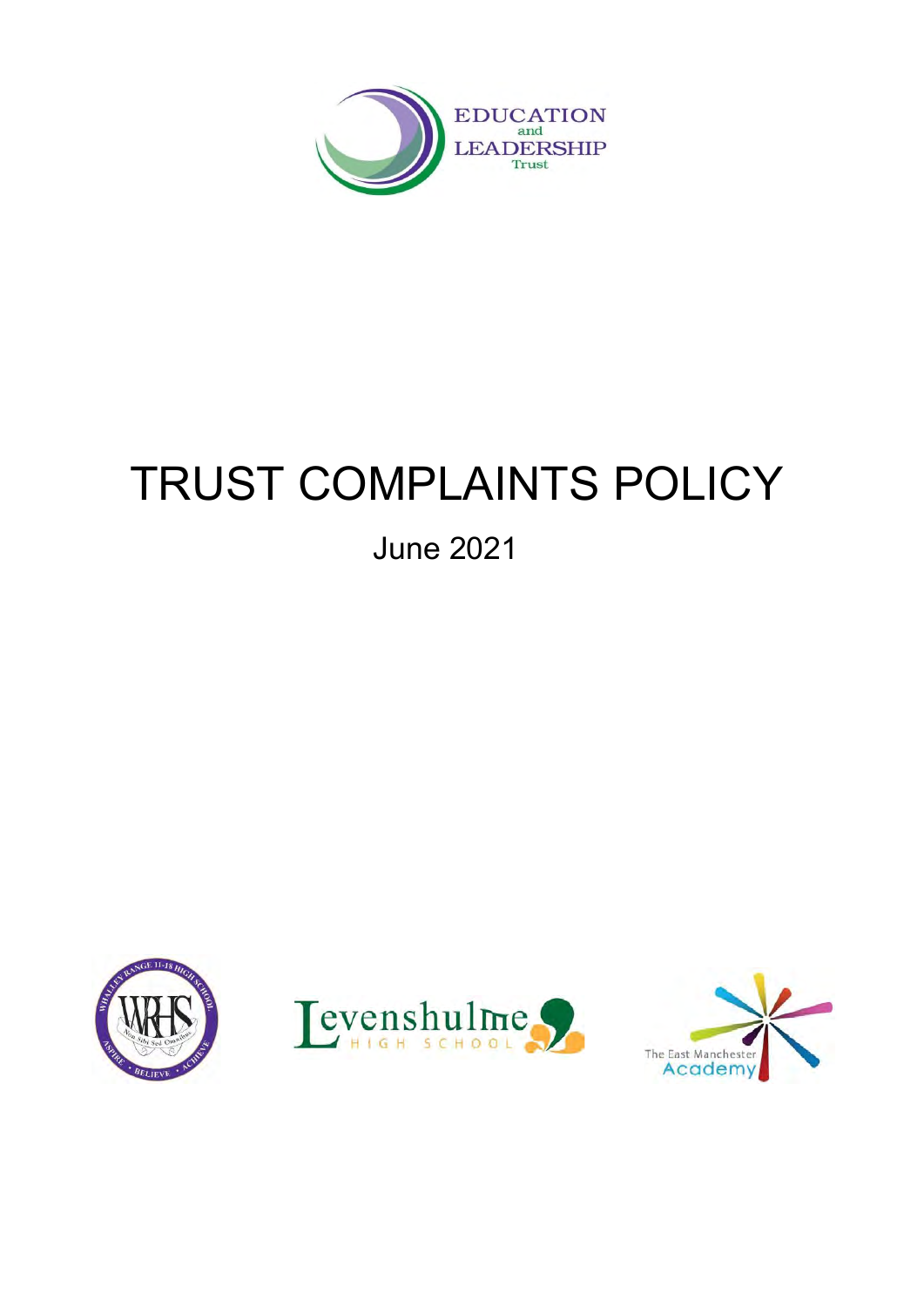EDUCATION and LEADERSHIP Trust

# TRUST COMPLAINTS POLICY

June 2021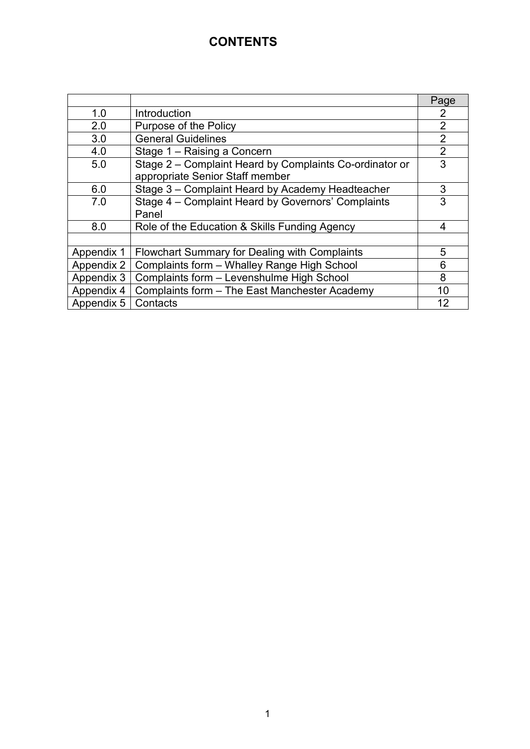# CONTENTS

| | | Page |
|---|---|---|
| 1.0 | Introduction | 2 |
| 2.0 | Purpose of the Policy | 2 |
| 3.0 | General Guidelines | 2 |
| 4.0 | Stage 1 – Raising a Concern | 2 |
| 5.0 | Stage 2 – Complaint Heard by Complaints Co-ordinator or appropriate Senior Staff member | 3 |
| 6.0 | Stage 3 – Complaint Heard by Academy Headteacher | 3 |
| 7.0 | Stage 4 – Complaint Heard by Governors' Complaints Panel | 3 |
| 8.0 | Role of the Education & Skills Funding Agency | 4 |
| | | |
| Appendix 1 | Flowchart Summary for Dealing with Complaints | 5 |
| Appendix 2 | Complaints form – Whalley Range High School | 6 |
| Appendix 3 | Complaints form – Levenshulme High School | 8 |
| Appendix 4 | Complaints form – The East Manchester Academy | 10 |
| Appendix 5 | Contacts | 12 |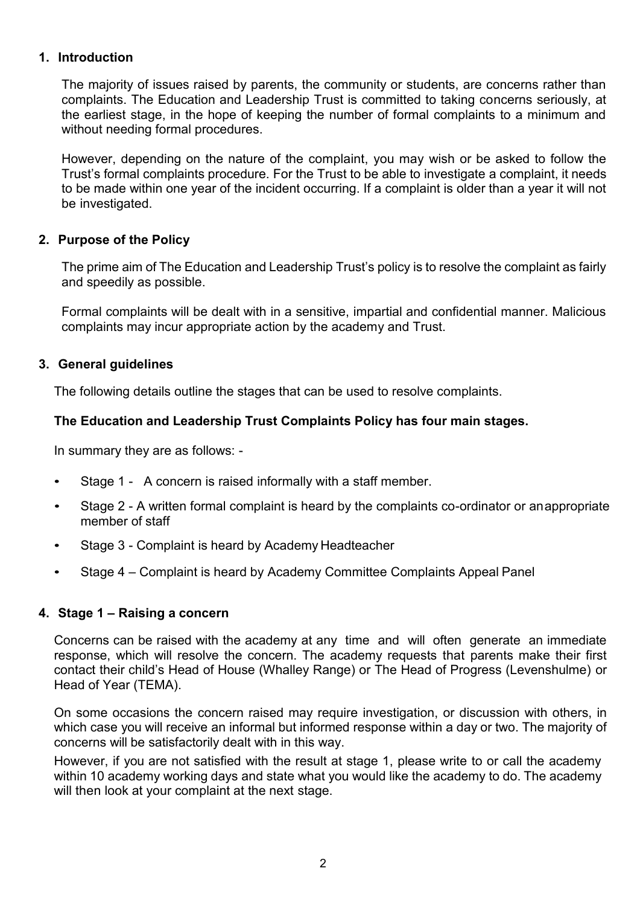## 1. Introduction

The majority of issues raised by parents, the community or students, are concerns rather than complaints. The Education and Leadership Trust is committed to taking concerns seriously, at the earliest stage, in the hope of keeping the number of formal complaints to a minimum and without needing formal procedures.

However, depending on the nature of the complaint, you may wish or be asked to follow the Trust's formal complaints procedure. For the Trust to be able to investigate a complaint, it needs to be made within one year of the incident occurring. If a complaint is older than a year it will not be investigated.

## 2. Purpose of the Policy

The prime aim of The Education and Leadership Trust's policy is to resolve the complaint as fairly and speedily as possible.

Formal complaints will be dealt with in a sensitive, impartial and confidential manner. Malicious complaints may incur appropriate action by the academy and Trust.

## 3. General guidelines

The following details outline the stages that can be used to resolve complaints.

**The Education and Leadership Trust Complaints Policy has four main stages.**

In summary they are as follows: -

- Stage 1 - A concern is raised informally with a staff member.
- Stage 2 - A written formal complaint is heard by the complaints co-ordinator or an appropriate member of staff
- Stage 3 - Complaint is heard by Academy Headteacher
- Stage 4 – Complaint is heard by Academy Committee Complaints Appeal Panel

## 4. Stage 1 – Raising a concern

Concerns can be raised with the academy at any time and will often generate an immediate response, which will resolve the concern. The academy requests that parents make their first contact their child's Head of House (Whalley Range) or The Head of Progress (Levenshulme) or Head of Year (TEMA).

On some occasions the concern raised may require investigation, or discussion with others, in which case you will receive an informal but informed response within a day or two. The majority of concerns will be satisfactorily dealt with in this way.

However, if you are not satisfied with the result at stage 1, please write to or call the academy within 10 academy working days and state what you would like the academy to do. The academy will then look at your complaint at the next stage.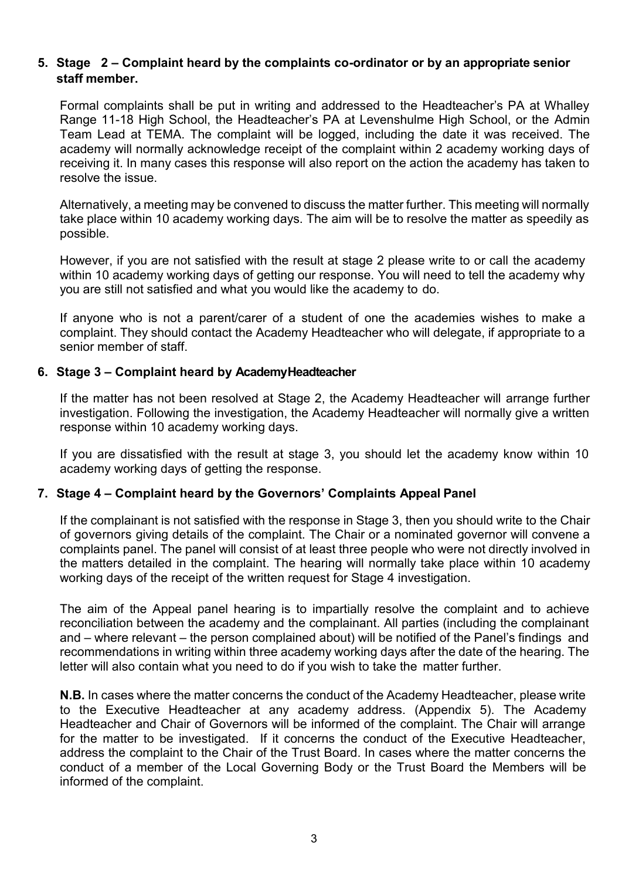## 5. Stage 2 – Complaint heard by the complaints co-ordinator or by an appropriate senior staff member.

Formal complaints shall be put in writing and addressed to the Headteacher's PA at Whalley Range 11-18 High School, the Headteacher's PA at Levenshulme High School, or the Admin Team Lead at TEMA. The complaint will be logged, including the date it was received. The academy will normally acknowledge receipt of the complaint within 2 academy working days of receiving it. In many cases this response will also report on the action the academy has taken to resolve the issue.

Alternatively, a meeting may be convened to discuss the matter further. This meeting will normally take place within 10 academy working days. The aim will be to resolve the matter as speedily as possible.

However, if you are not satisfied with the result at stage 2 please write to or call the academy within 10 academy working days of getting our response. You will need to tell the academy why you are still not satisfied and what you would like the academy to do.

If anyone who is not a parent/carer of a student of one the academies wishes to make a complaint. They should contact the Academy Headteacher who will delegate, if appropriate to a senior member of staff.

## 6. Stage 3 – Complaint heard by AcademyHeadteacher

If the matter has not been resolved at Stage 2, the Academy Headteacher will arrange further investigation. Following the investigation, the Academy Headteacher will normally give a written response within 10 academy working days.

If you are dissatisfied with the result at stage 3, you should let the academy know within 10 academy working days of getting the response.

## 7. Stage 4 – Complaint heard by the Governors' Complaints Appeal Panel

If the complainant is not satisfied with the response in Stage 3, then you should write to the Chair of governors giving details of the complaint. The Chair or a nominated governor will convene a complaints panel. The panel will consist of at least three people who were not directly involved in the matters detailed in the complaint. The hearing will normally take place within 10 academy working days of the receipt of the written request for Stage 4 investigation.

The aim of the Appeal panel hearing is to impartially resolve the complaint and to achieve reconciliation between the academy and the complainant. All parties (including the complainant and – where relevant – the person complained about) will be notified of the Panel's findings and recommendations in writing within three academy working days after the date of the hearing. The letter will also contain what you need to do if you wish to take the matter further.

**N.B.** In cases where the matter concerns the conduct of the Academy Headteacher, please write to the Executive Headteacher at any academy address. (Appendix 5). The Academy Headteacher and Chair of Governors will be informed of the complaint. The Chair will arrange for the matter to be investigated. If it concerns the conduct of the Executive Headteacher, address the complaint to the Chair of the Trust Board. In cases where the matter concerns the conduct of a member of the Local Governing Body or the Trust Board the Members will be informed of the complaint.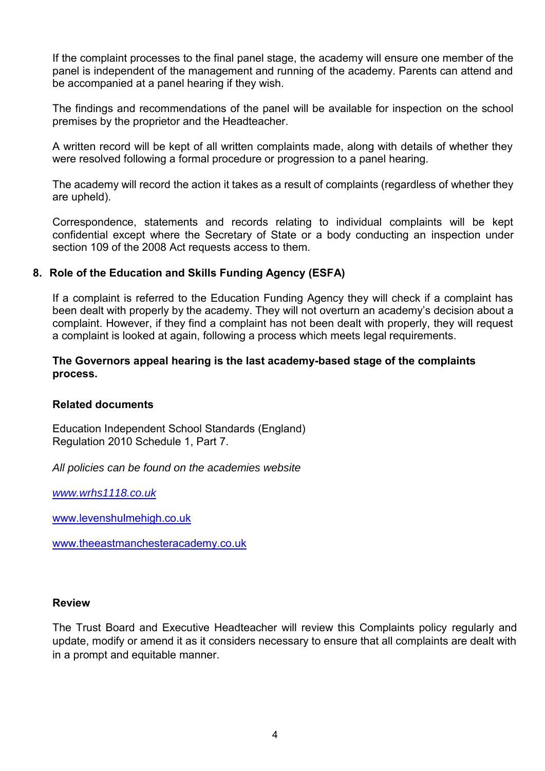If the complaint processes to the final panel stage, the academy will ensure one member of the panel is independent of the management and running of the academy. Parents can attend and be accompanied at a panel hearing if they wish.

The findings and recommendations of the panel will be available for inspection on the school premises by the proprietor and the Headteacher.

A written record will be kept of all written complaints made, along with details of whether they were resolved following a formal procedure or progression to a panel hearing.

The academy will record the action it takes as a result of complaints (regardless of whether they are upheld).

Correspondence, statements and records relating to individual complaints will be kept confidential except where the Secretary of State or a body conducting an inspection under section 109 of the 2008 Act requests access to them.

## 8. Role of the Education and Skills Funding Agency (ESFA)

If a complaint is referred to the Education Funding Agency they will check if a complaint has been dealt with properly by the academy. They will not overturn an academy's decision about a complaint. However, if they find a complaint has not been dealt with properly, they will request a complaint is looked at again, following a process which meets legal requirements.

**The Governors appeal hearing is the last academy-based stage of the complaints process.**

**Related documents**

Education Independent School Standards (England)
Regulation 2010 Schedule 1, Part 7.

*All policies can be found on the academies website*

*www.wrhs1118.co.uk*

www.levenshulmehigh.co.uk

www.theeastmanchesteracademy.co.uk

**Review**

The Trust Board and Executive Headteacher will review this Complaints policy regularly and update, modify or amend it as it considers necessary to ensure that all complaints are dealt with in a prompt and equitable manner.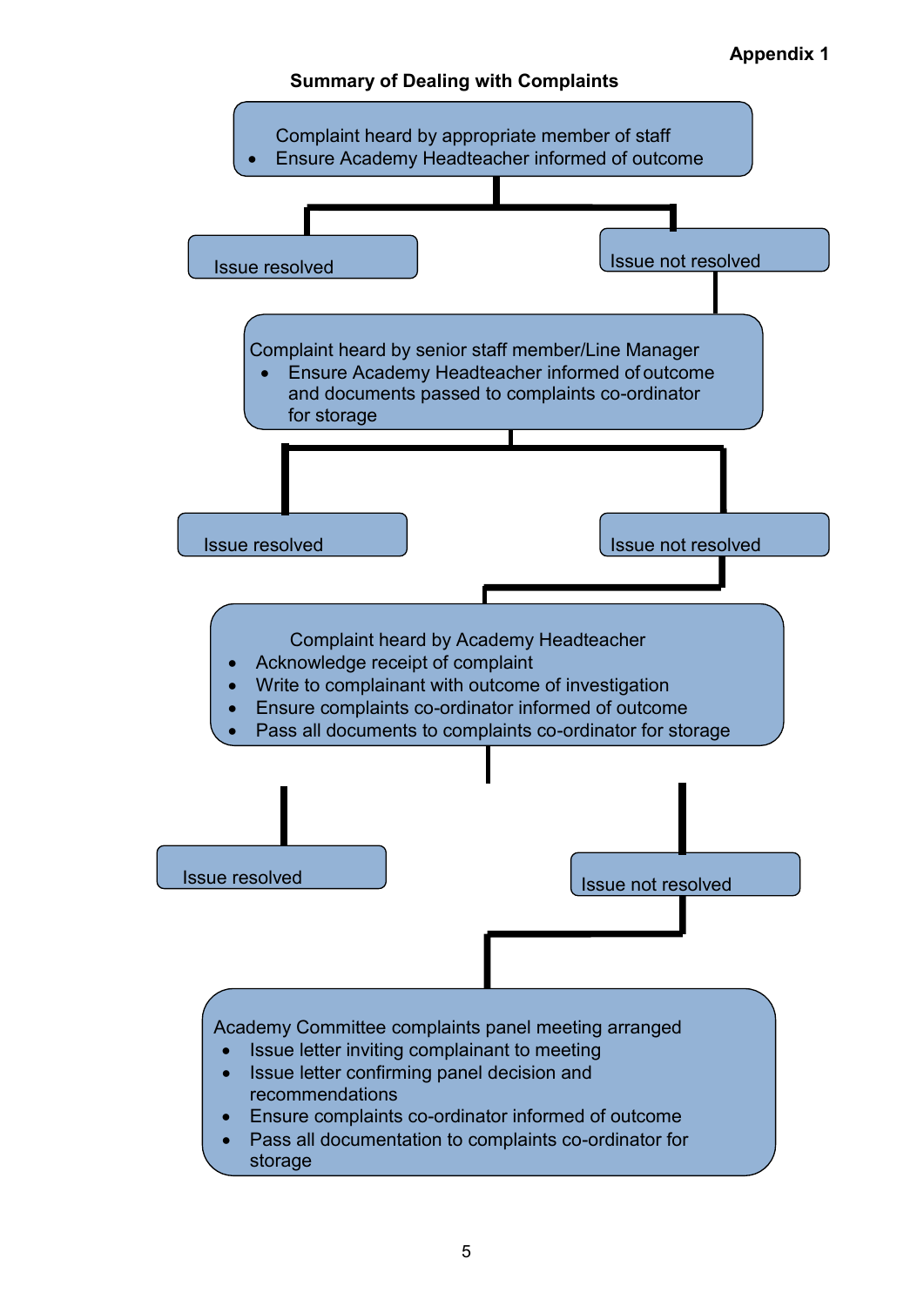Appendix 1

**Summary of Dealing with Complaints**

Complaint heard by appropriate member of staff

- Ensure Academy Headteacher informed of outcome

Issue resolved

Issue not resolved

Complaint heard by senior staff member/Line Manager

- Ensure Academy Headteacher informed of outcome and documents passed to complaints co-ordinator for storage

Issue resolved

Issue not resolved

Complaint heard by Academy Headteacher

- Acknowledge receipt of complaint
- Write to complainant with outcome of investigation
- Ensure complaints co-ordinator informed of outcome
- Pass all documents to complaints co-ordinator for storage

Issue resolved

Issue not resolved

Academy Committee complaints panel meeting arranged

- Issue letter inviting complainant to meeting
- Issue letter confirming panel decision and recommendations
- Ensure complaints co-ordinator informed of outcome
- Pass all documentation to complaints co-ordinator for storage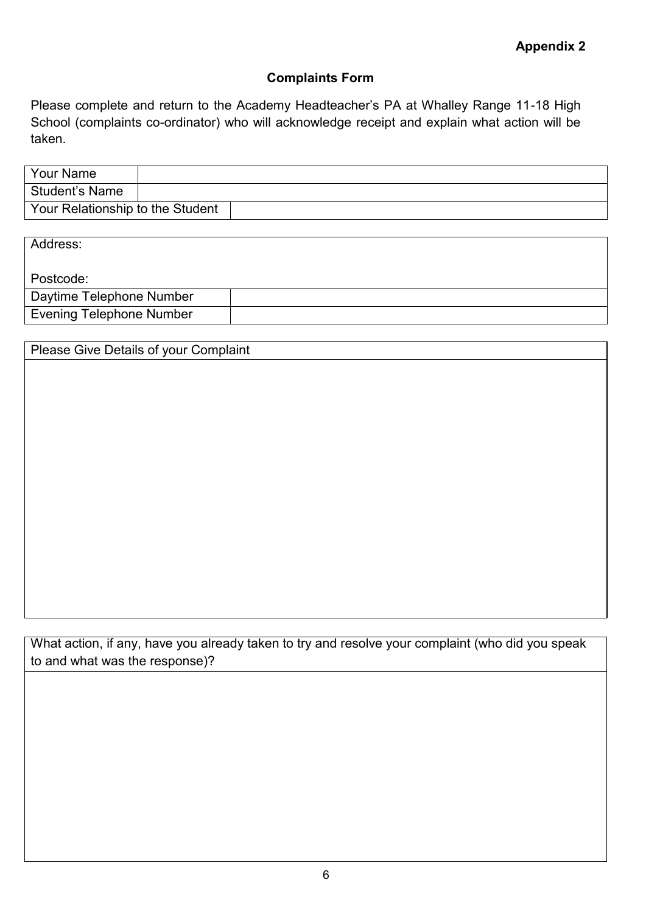**Appendix 2**

**Complaints Form**

Please complete and return to the Academy Headteacher's PA at Whalley Range 11-18 High School (complaints co-ordinator) who will acknowledge receipt and explain what action will be taken.

| Your Name | |
|---|---|
| Student's Name | |
| Your Relationship to the Student | |

| Address:<br><br>Postcode: | |
|---|---|
| Daytime Telephone Number | |
| Evening Telephone Number | |

| Please Give Details of your Complaint |
|---|
| |

| What action, if any, have you already taken to try and resolve your complaint (who did you speak to and what was the response)? |
|---|
| |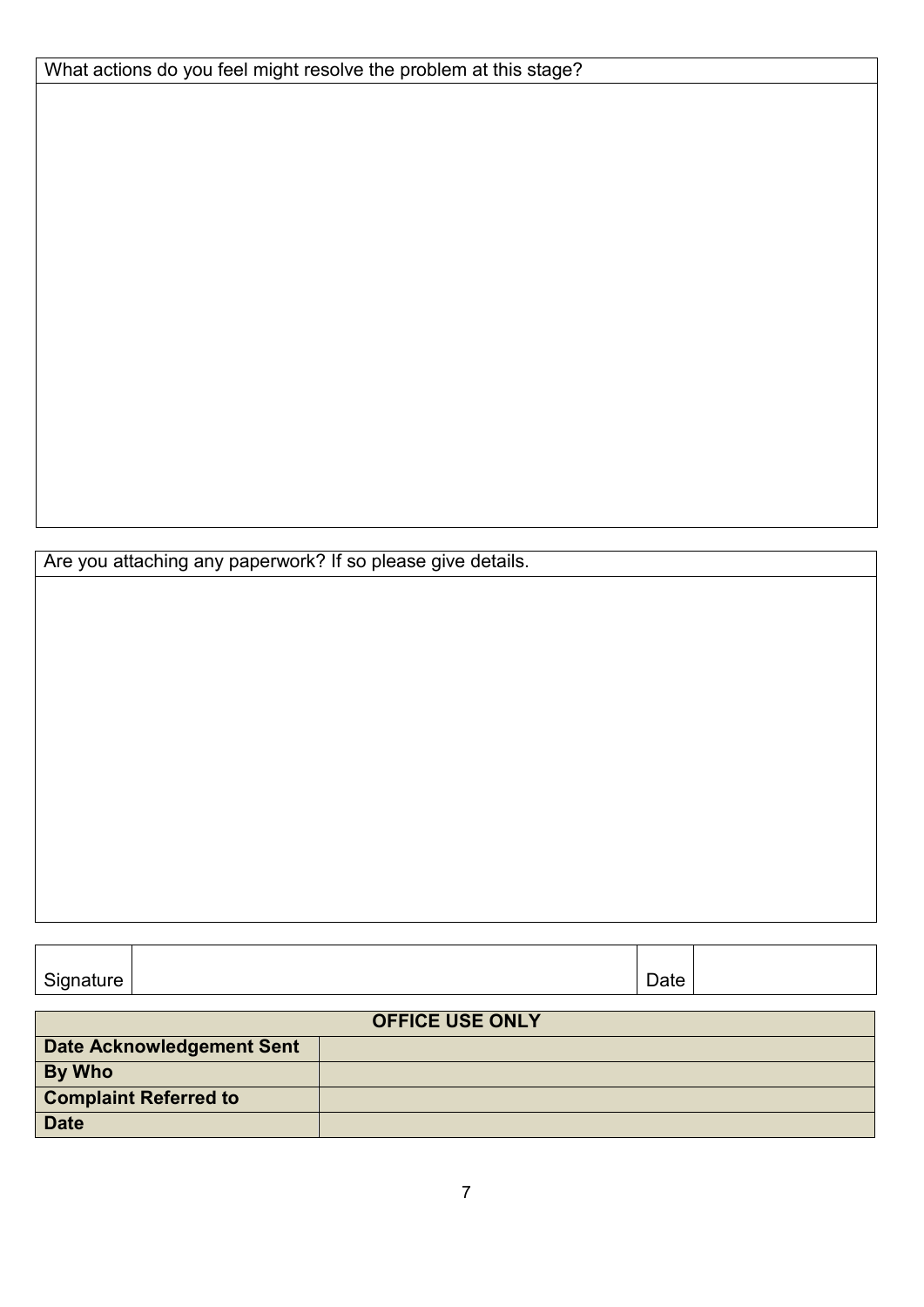| What actions do you feel might resolve the problem at this stage? |
| --- |
| |

| Are you attaching any paperwork? If so please give details. |
| --- |
| |

| Signature | | Date | |
| --- | --- | --- | --- |

| OFFICE USE ONLY | |
| --- | --- |
| **Date Acknowledgement Sent** | |
| **By Who** | |
| **Complaint Referred to** | |
| **Date** | |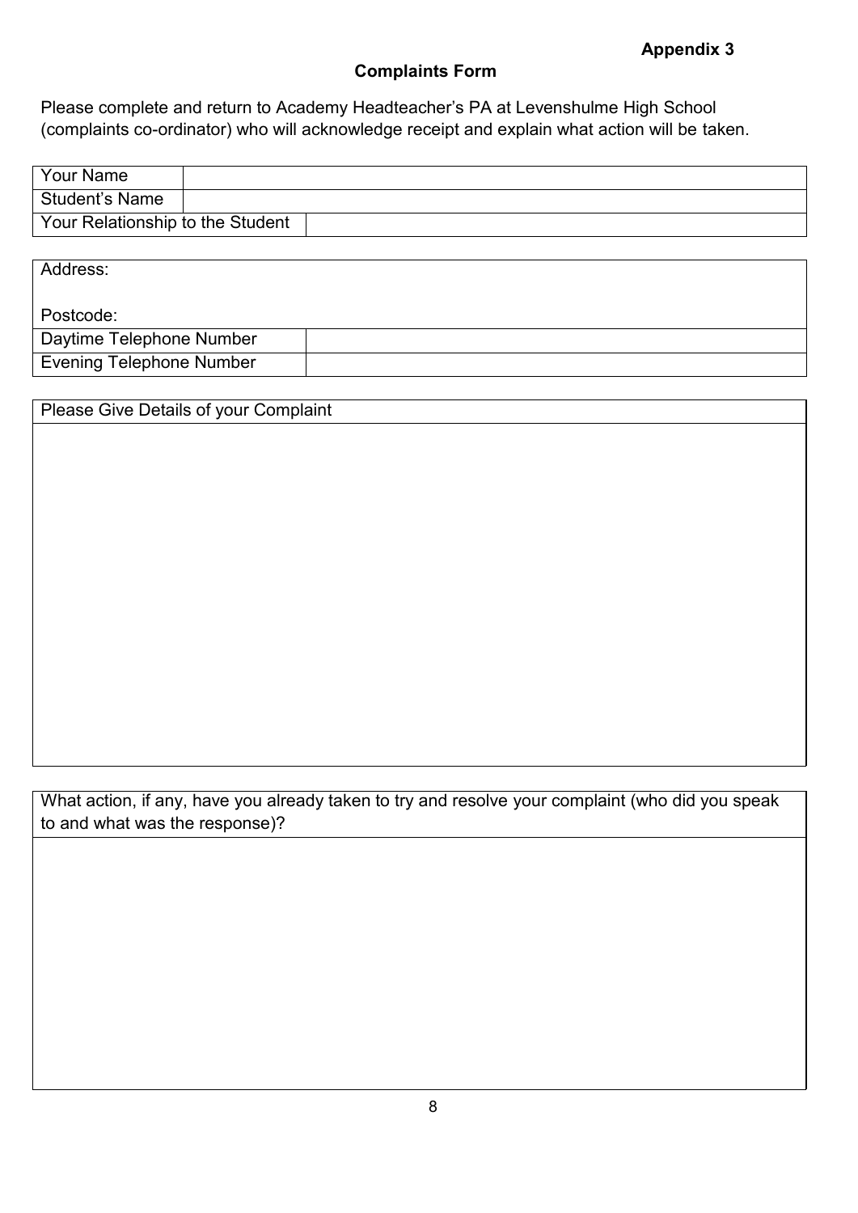**Appendix 3**

## Complaints Form

Please complete and return to Academy Headteacher's PA at Levenshulme High School (complaints co-ordinator) who will acknowledge receipt and explain what action will be taken.

| | |
|---|---|
| Your Name | |
| Student's Name | |
| Your Relationship to the Student | |

| | |
|---|---|
| Address:<br><br>Postcode: | |
| Daytime Telephone Number | |
| Evening Telephone Number | |

| Please Give Details of your Complaint |
|---|
| |

| What action, if any, have you already taken to try and resolve your complaint (who did you speak to and what was the response)? |
|---|
| |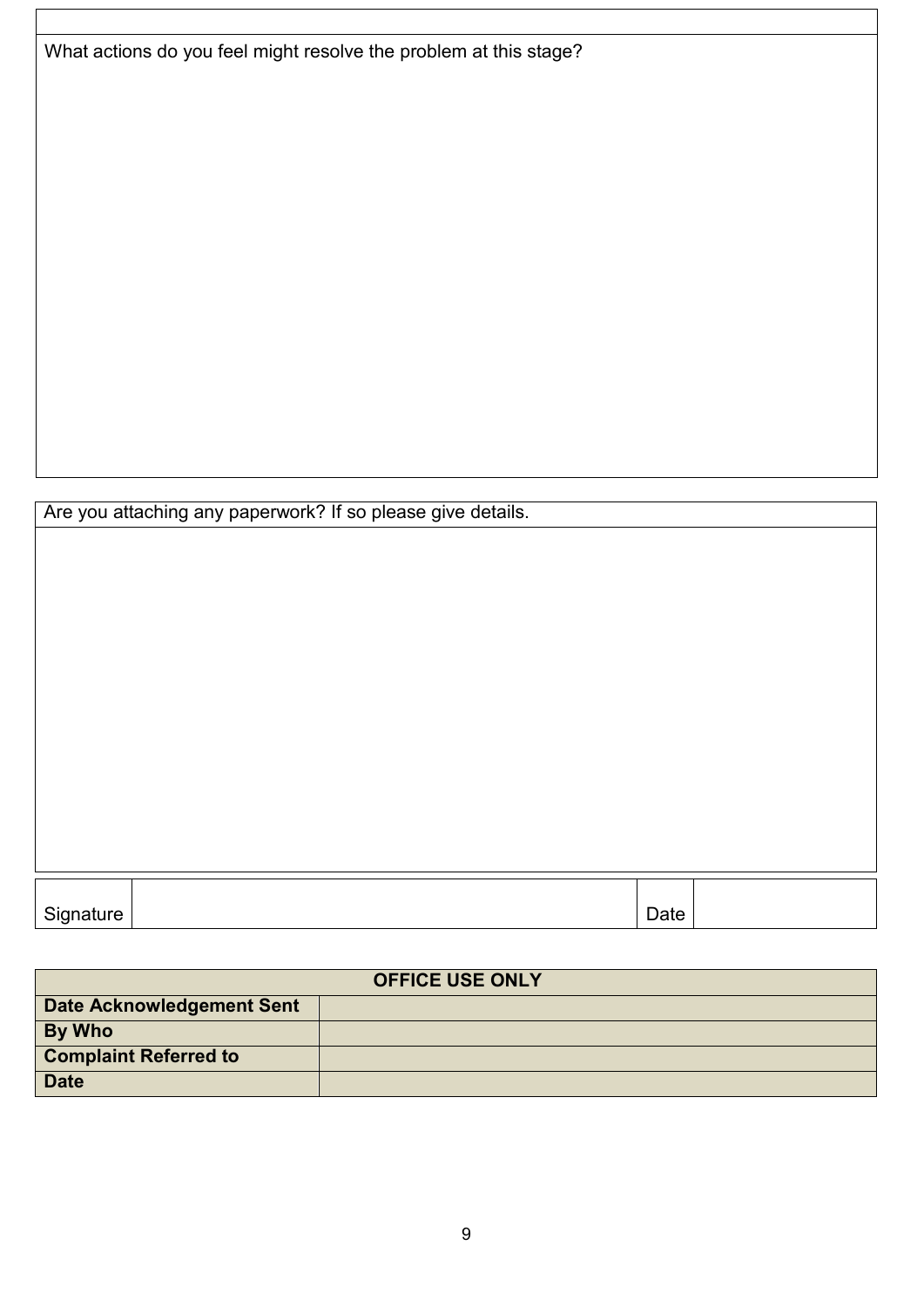What actions do you feel might resolve the problem at this stage?

Are you attaching any paperwork? If so please give details.

| Signature | | Date | |
|---|---|---|---|

| OFFICE USE ONLY | |
|---|---|
| **Date Acknowledgement Sent** | |
| **By Who** | |
| **Complaint Referred to** | |
| **Date** | |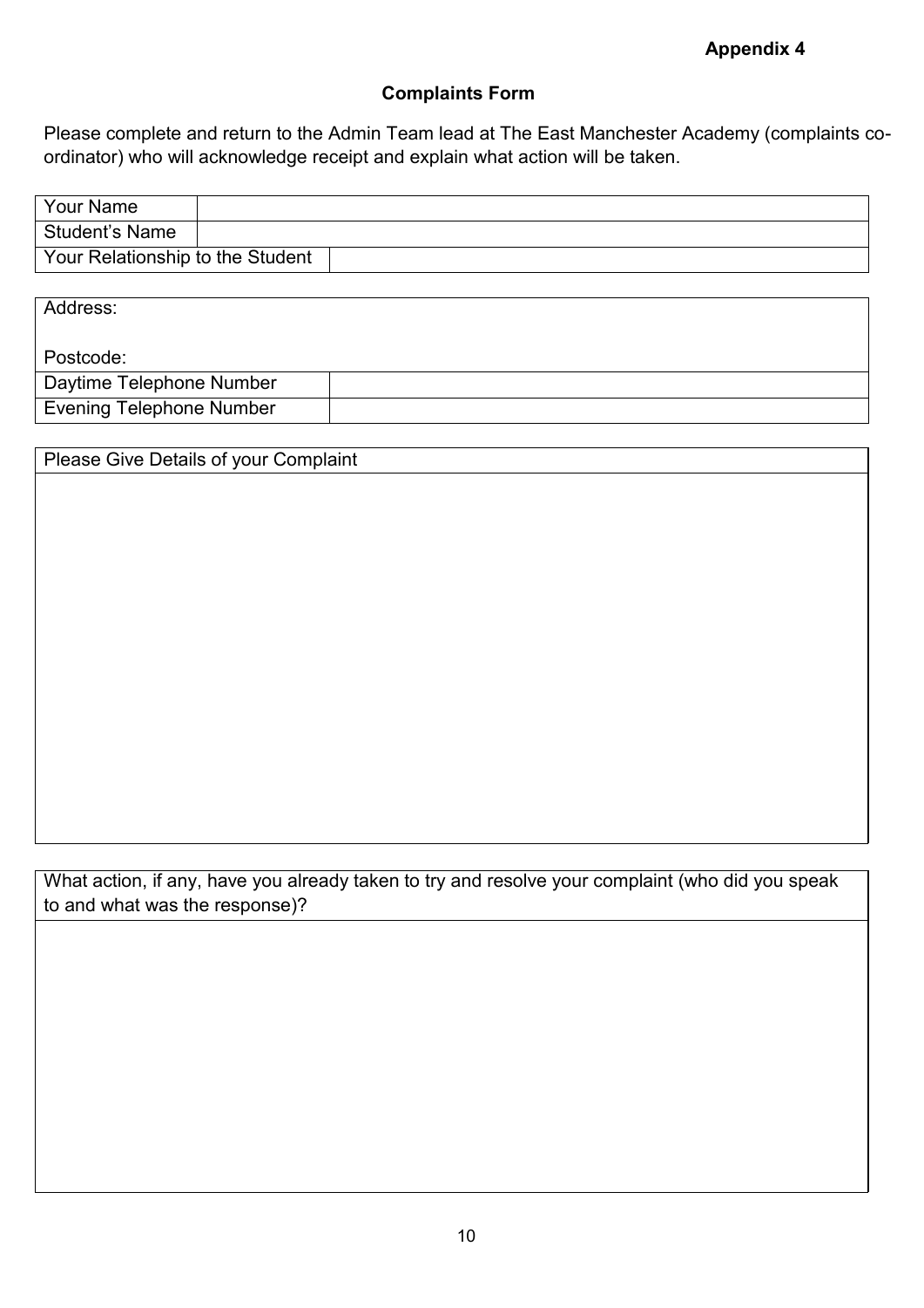**Appendix 4**

## Complaints Form

Please complete and return to the Admin Team lead at The East Manchester Academy (complaints co-ordinator) who will acknowledge receipt and explain what action will be taken.

| Your Name | |
|---|---|
| Student's Name | |
| Your Relationship to the Student | |

| Address:<br><br>Postcode: | |
|---|---|
| Daytime Telephone Number | |
| Evening Telephone Number | |

| Please Give Details of your Complaint |
|---|
| |

| What action, if any, have you already taken to try and resolve your complaint (who did you speak to and what was the response)? |
|---|
| |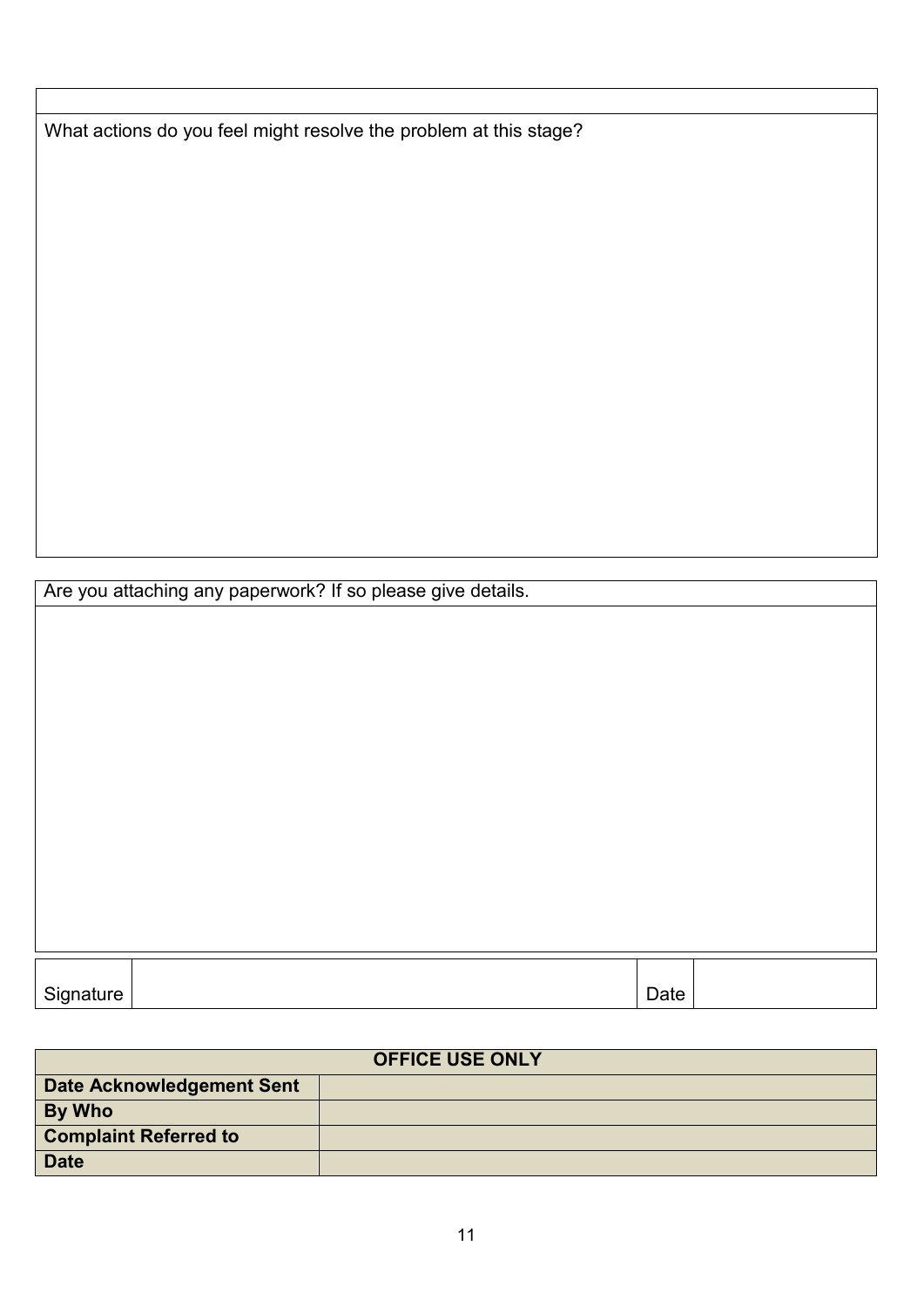| |
|---|
| What actions do you feel might resolve the problem at this stage? |

| Are you attaching any paperwork? If so please give details. |
|---|
| |

| Signature | | Date | |
|---|---|---|---|

| OFFICE USE ONLY | |
|---|---|
| **Date Acknowledgement Sent** | |
| **By Who** | |
| **Complaint Referred to** | |
| **Date** | |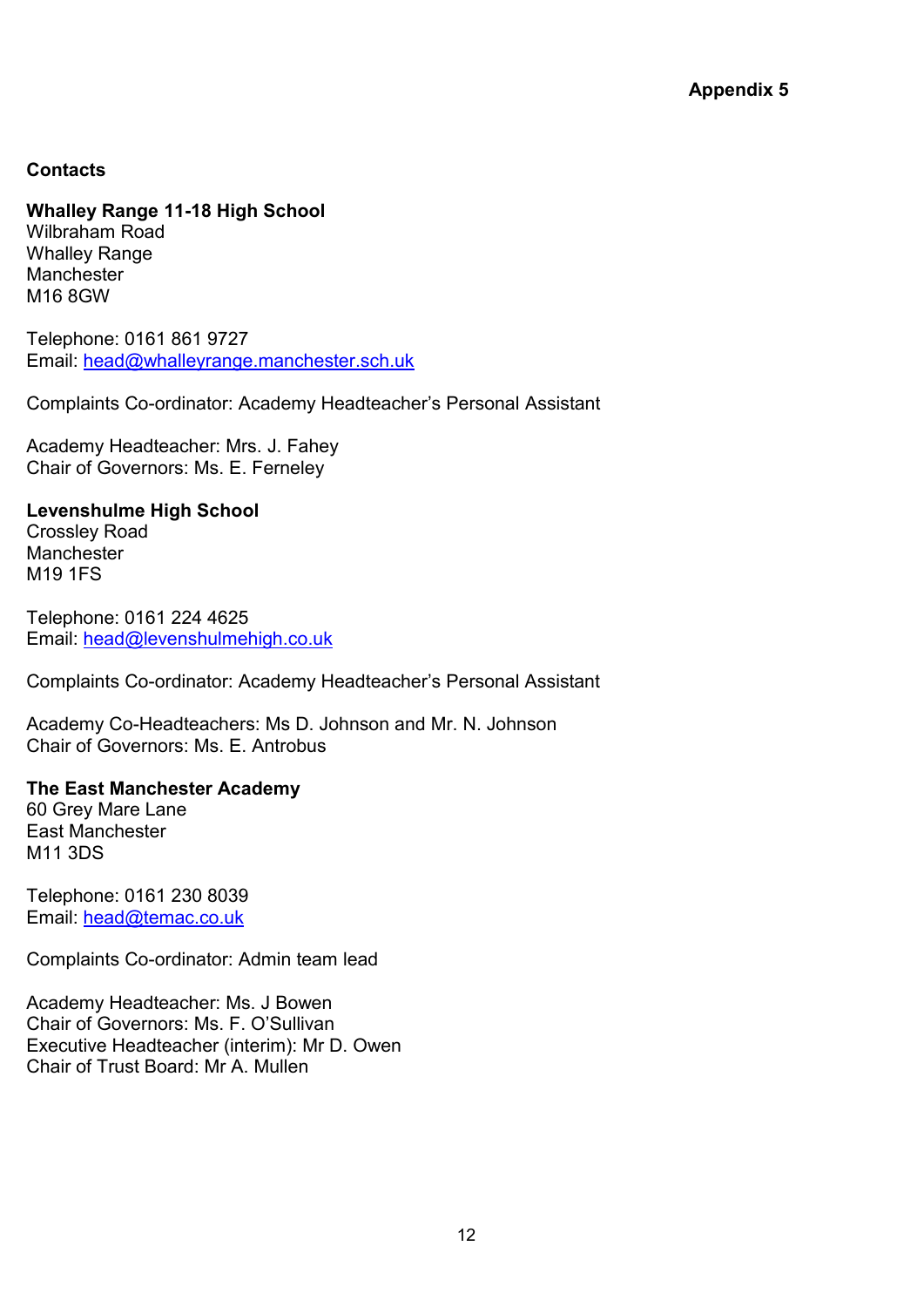**Appendix 5**

## Contacts

**Whalley Range 11-18 High School**
Wilbraham Road
Whalley Range
Manchester
M16 8GW

Telephone: 0161 861 9727
Email: head@whalleyrange.manchester.sch.uk

Complaints Co-ordinator: Academy Headteacher's Personal Assistant

Academy Headteacher: Mrs. J. Fahey
Chair of Governors: Ms. E. Ferneley

**Levenshulme High School**
Crossley Road
Manchester
M19 1FS

Telephone: 0161 224 4625
Email: head@levenshulmehigh.co.uk

Complaints Co-ordinator: Academy Headteacher's Personal Assistant

Academy Co-Headteachers: Ms D. Johnson and Mr. N. Johnson
Chair of Governors: Ms. E. Antrobus

**The East Manchester Academy**
60 Grey Mare Lane
East Manchester
M11 3DS

Telephone: 0161 230 8039
Email: head@temac.co.uk

Complaints Co-ordinator: Admin team lead

Academy Headteacher: Ms. J Bowen
Chair of Governors: Ms. F. O'Sullivan
Executive Headteacher (interim): Mr D. Owen
Chair of Trust Board: Mr A. Mullen